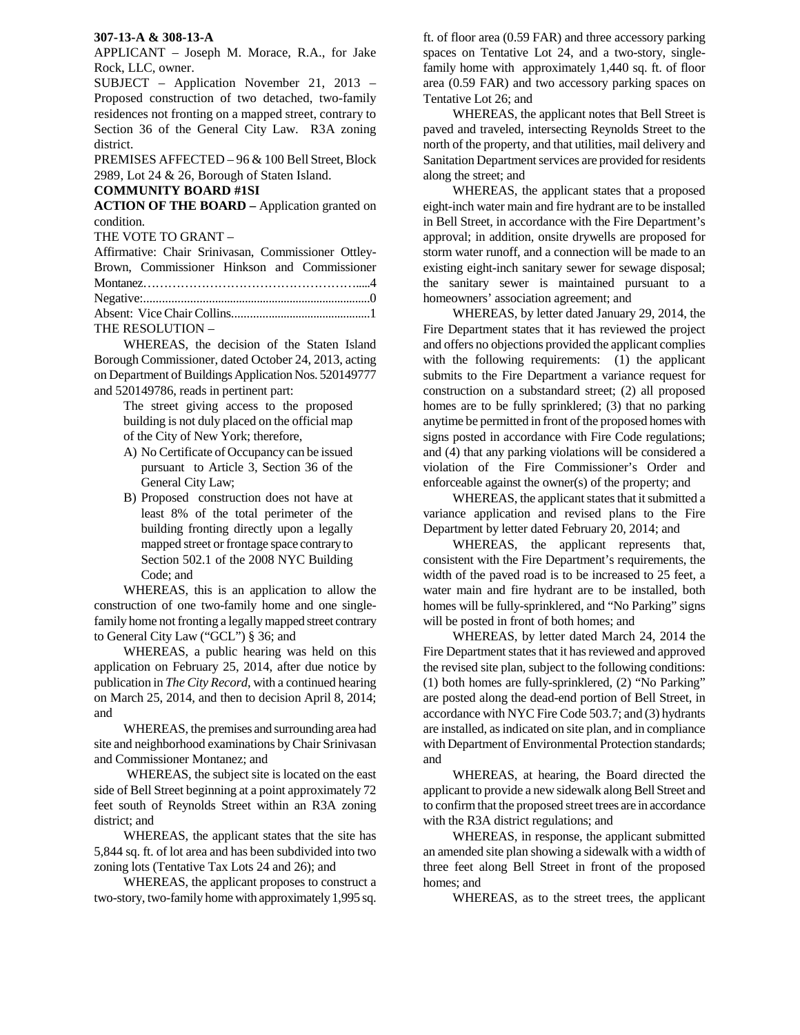**307-13-A & 308-13-A**

APPLICANT – Joseph M. Morace, R.A., for Jake Rock, LLC, owner.

SUBJECT – Application November 21, 2013 – Proposed construction of two detached, two-family residences not fronting on a mapped street, contrary to Section 36 of the General City Law. R3A zoning district.

PREMISES AFFECTED – 96 & 100 Bell Street, Block 2989, Lot 24 & 26, Borough of Staten Island.

**COMMUNITY BOARD #1SI**

**ACTION OF THE BOARD –** Application granted on condition.

THE VOTE TO GRANT –

Affirmative: Chair Srinivasan, Commissioner Ottley-Brown, Commissioner Hinkson and Commissioner Montanez…………………………………………......4

Negative:...........................................................................0

Absent: Vice Chair Collins..............................................1

THE RESOLUTION –

WHEREAS, the decision of the Staten Island Borough Commissioner, dated October 24, 2013, acting on Department of Buildings Application Nos. 520149777 and 520149786, reads in pertinent part:

> The street giving access to the proposed building is not duly placed on the official map of the City of New York; therefore,
>
> A) No Certificate of Occupancy can be issued pursuant to Article 3, Section 36 of the General City Law;
>
> B) Proposed construction does not have at least 8% of the total perimeter of the building fronting directly upon a legally mapped street or frontage space contrary to Section 502.1 of the 2008 NYC Building Code; and

WHEREAS, this is an application to allow the construction of one two-family home and one single-family home not fronting a legally mapped street contrary to General City Law ("GCL") § 36; and

WHEREAS, a public hearing was held on this application on February 25, 2014, after due notice by publication in *The City Record*, with a continued hearing on March 25, 2014, and then to decision April 8, 2014; and

WHEREAS, the premises and surrounding area had site and neighborhood examinations by Chair Srinivasan and Commissioner Montanez; and

WHEREAS, the subject site is located on the east side of Bell Street beginning at a point approximately 72 feet south of Reynolds Street within an R3A zoning district; and

WHEREAS, the applicant states that the site has 5,844 sq. ft. of lot area and has been subdivided into two zoning lots (Tentative Tax Lots 24 and 26); and

WHEREAS, the applicant proposes to construct a two-story, two-family home with approximately 1,995 sq. ft. of floor area (0.59 FAR) and three accessory parking spaces on Tentative Lot 24, and a two-story, single-family home with approximately 1,440 sq. ft. of floor area (0.59 FAR) and two accessory parking spaces on Tentative Lot 26; and

WHEREAS, the applicant notes that Bell Street is paved and traveled, intersecting Reynolds Street to the north of the property, and that utilities, mail delivery and Sanitation Department services are provided for residents along the street; and

WHEREAS, the applicant states that a proposed eight-inch water main and fire hydrant are to be installed in Bell Street, in accordance with the Fire Department's approval; in addition, onsite drywells are proposed for storm water runoff, and a connection will be made to an existing eight-inch sanitary sewer for sewage disposal; the sanitary sewer is maintained pursuant to a homeowners' association agreement; and

WHEREAS, by letter dated January 29, 2014, the Fire Department states that it has reviewed the project and offers no objections provided the applicant complies with the following requirements: (1) the applicant submits to the Fire Department a variance request for construction on a substandard street; (2) all proposed homes are to be fully sprinklered; (3) that no parking anytime be permitted in front of the proposed homes with signs posted in accordance with Fire Code regulations; and (4) that any parking violations will be considered a violation of the Fire Commissioner's Order and enforceable against the owner(s) of the property; and

WHEREAS, the applicant states that it submitted a variance application and revised plans to the Fire Department by letter dated February 20, 2014; and

WHEREAS, the applicant represents that, consistent with the Fire Department's requirements, the width of the paved road is to be increased to 25 feet, a water main and fire hydrant are to be installed, both homes will be fully-sprinklered, and "No Parking" signs will be posted in front of both homes; and

WHEREAS, by letter dated March 24, 2014 the Fire Department states that it has reviewed and approved the revised site plan, subject to the following conditions: (1) both homes are fully-sprinklered, (2) "No Parking" are posted along the dead-end portion of Bell Street, in accordance with NYC Fire Code 503.7; and (3) hydrants are installed, as indicated on site plan, and in compliance with Department of Environmental Protection standards; and

WHEREAS, at hearing, the Board directed the applicant to provide a new sidewalk along Bell Street and to confirm that the proposed street trees are in accordance with the R3A district regulations; and

WHEREAS, in response, the applicant submitted an amended site plan showing a sidewalk with a width of three feet along Bell Street in front of the proposed homes; and

WHEREAS, as to the street trees, the applicant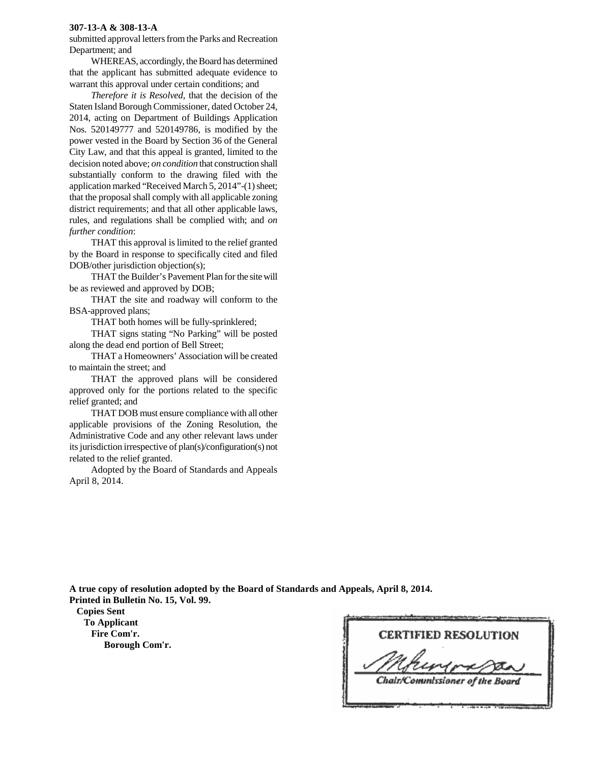**307-13-A & 308-13-A**

submitted approval letters from the Parks and Recreation Department; and

WHEREAS, accordingly, the Board has determined that the applicant has submitted adequate evidence to warrant this approval under certain conditions; and

*Therefore it is Resolved*, that the decision of the Staten Island Borough Commissioner, dated October 24, 2014, acting on Department of Buildings Application Nos. 520149777 and 520149786, is modified by the power vested in the Board by Section 36 of the General City Law, and that this appeal is granted, limited to the decision noted above; *on condition* that construction shall substantially conform to the drawing filed with the application marked "Received March 5, 2014"-(1) sheet; that the proposal shall comply with all applicable zoning district requirements; and that all other applicable laws, rules, and regulations shall be complied with; and *on further condition*:

THAT this approval is limited to the relief granted by the Board in response to specifically cited and filed DOB/other jurisdiction objection(s);

THAT the Builder's Pavement Plan for the site will be as reviewed and approved by DOB;

THAT the site and roadway will conform to the BSA-approved plans;

THAT both homes will be fully-sprinklered;

THAT signs stating "No Parking" will be posted along the dead end portion of Bell Street;

THAT a Homeowners' Association will be created to maintain the street; and

THAT the approved plans will be considered approved only for the portions related to the specific relief granted; and

THAT DOB must ensure compliance with all other applicable provisions of the Zoning Resolution, the Administrative Code and any other relevant laws under its jurisdiction irrespective of plan(s)/configuration(s) not related to the relief granted.

Adopted by the Board of Standards and Appeals April 8, 2014.

**A true copy of resolution adopted by the Board of Standards and Appeals, April 8, 2014.**
**Printed in Bulletin No. 15, Vol. 99.**

**Copies Sent**
**To Applicant**
**Fire Com'r.**
**Borough Com'r.**

**CERTIFIED RESOLUTION**

*Chair/Commissioner of the Board*